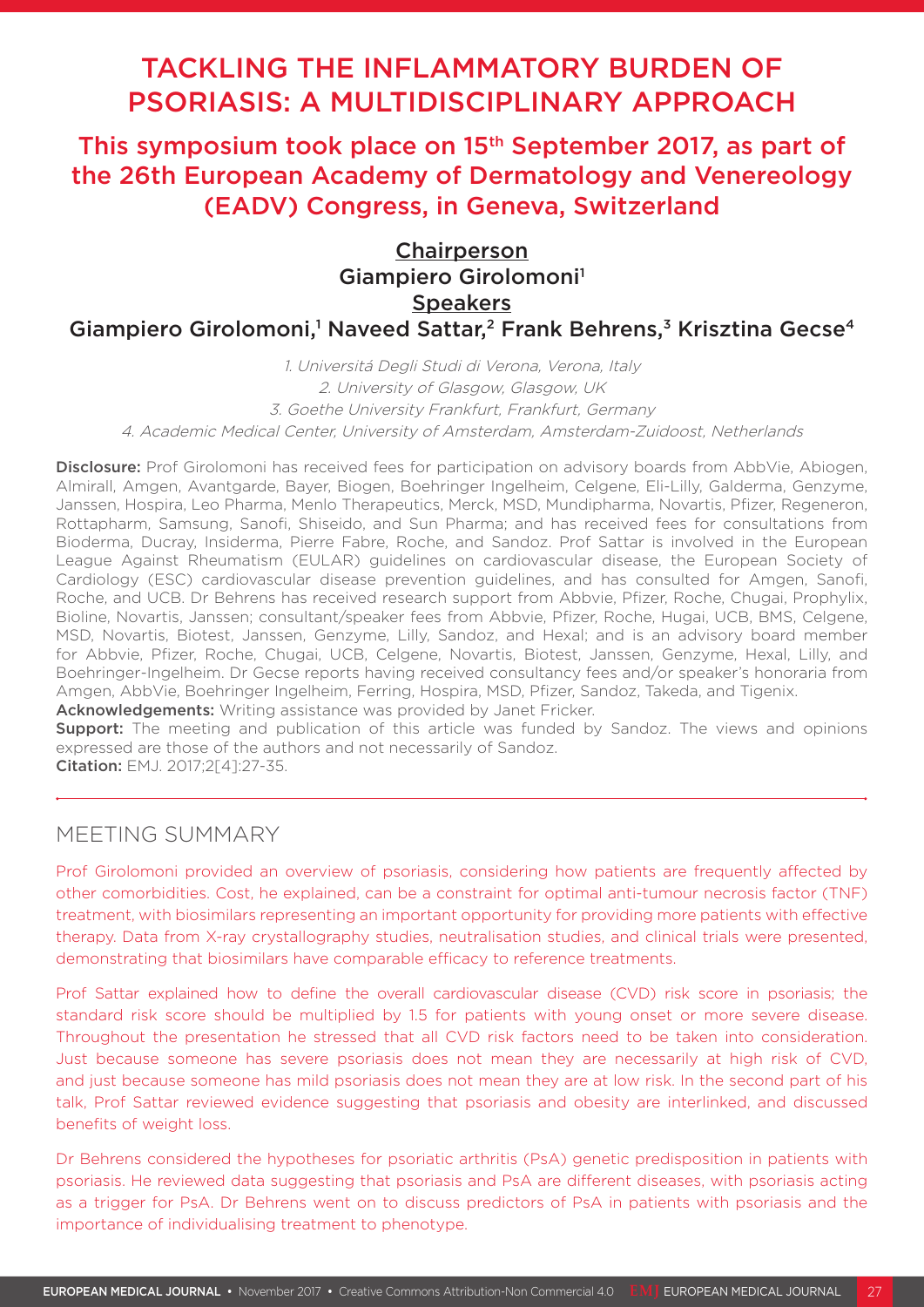# TACKLING THE INFLAMMATORY BURDEN OF PSORIASIS: A MULTIDISCIPLINARY APPROACH

## This symposium took place on 15th September 2017, as part of the 26th European Academy of Dermatology and Venereology (EADV) Congress, in Geneva, Switzerland

**Chairperson**

Giampiero Girolomoni[1]

**Speakers**

Giampiero Girolomoni,[1] Naveed Sattar,[2] Frank Behrens,[3] Krisztina Gecse[4]

*1. Universitá Degli Studi di Verona, Verona, Italy*
*2. University of Glasgow, Glasgow, UK*
*3. Goethe University Frankfurt, Frankfurt, Germany*
*4. Academic Medical Center, University of Amsterdam, Amsterdam-Zuidoost, Netherlands*

**Disclosure:** Prof Girolomoni has received fees for participation on advisory boards from AbbVie, Abiogen, Almirall, Amgen, Avantgarde, Bayer, Biogen, Boehringer Ingelheim, Celgene, Eli-Lilly, Galderma, Genzyme, Janssen, Hospira, Leo Pharma, Menlo Therapeutics, Merck, MSD, Mundipharma, Novartis, Pfizer, Regeneron, Rottapharm, Samsung, Sanofi, Shiseido, and Sun Pharma; and has received fees for consultations from Bioderma, Ducray, Insiderma, Pierre Fabre, Roche, and Sandoz. Prof Sattar is involved in the European League Against Rheumatism (EULAR) guidelines on cardiovascular disease, the European Society of Cardiology (ESC) cardiovascular disease prevention guidelines, and has consulted for Amgen, Sanofi, Roche, and UCB. Dr Behrens has received research support from Abbvie, Pfizer, Roche, Chugai, Prophylix, Bioline, Novartis, Janssen; consultant/speaker fees from Abbvie, Pfizer, Roche, Hugai, UCB, BMS, Celgene, MSD, Novartis, Biotest, Janssen, Genzyme, Lilly, Sandoz, and Hexal; and is an advisory board member for Abbvie, Pfizer, Roche, Chugai, UCB, Celgene, Novartis, Biotest, Janssen, Genzyme, Hexal, Lilly, and Boehringer-Ingelheim. Dr Gecse reports having received consultancy fees and/or speaker's honoraria from Amgen, AbbVie, Boehringer Ingelheim, Ferring, Hospira, MSD, Pfizer, Sandoz, Takeda, and Tigenix.

**Acknowledgements:** Writing assistance was provided by Janet Fricker.

**Support:** The meeting and publication of this article was funded by Sandoz. The views and opinions expressed are those of the authors and not necessarily of Sandoz.

**Citation:** EMJ. 2017;2[4]:27-35.

## MEETING SUMMARY

Prof Girolomoni provided an overview of psoriasis, considering how patients are frequently affected by other comorbidities. Cost, he explained, can be a constraint for optimal anti-tumour necrosis factor (TNF) treatment, with biosimilars representing an important opportunity for providing more patients with effective therapy. Data from X-ray crystallography studies, neutralisation studies, and clinical trials were presented, demonstrating that biosimilars have comparable efficacy to reference treatments.

Prof Sattar explained how to define the overall cardiovascular disease (CVD) risk score in psoriasis; the standard risk score should be multiplied by 1.5 for patients with young onset or more severe disease. Throughout the presentation he stressed that all CVD risk factors need to be taken into consideration. Just because someone has severe psoriasis does not mean they are necessarily at high risk of CVD, and just because someone has mild psoriasis does not mean they are at low risk. In the second part of his talk, Prof Sattar reviewed evidence suggesting that psoriasis and obesity are interlinked, and discussed benefits of weight loss.

Dr Behrens considered the hypotheses for psoriatic arthritis (PsA) genetic predisposition in patients with psoriasis. He reviewed data suggesting that psoriasis and PsA are different diseases, with psoriasis acting as a trigger for PsA. Dr Behrens went on to discuss predictors of PsA in patients with psoriasis and the importance of individualising treatment to phenotype.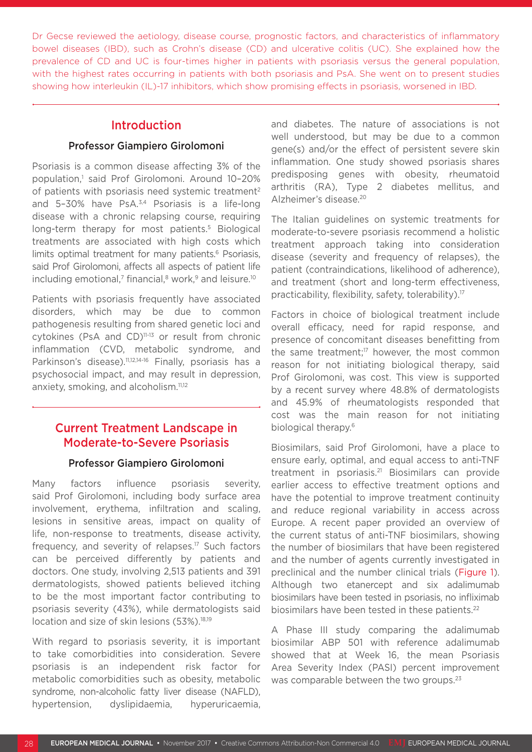Dr Gecse reviewed the aetiology, disease course, prognostic factors, and characteristics of inflammatory bowel diseases (IBD), such as Crohn's disease (CD) and ulcerative colitis (UC). She explained how the prevalence of CD and UC is four-times higher in patients with psoriasis versus the general population, with the highest rates occurring in patients with both psoriasis and PsA. She went on to present studies showing how interleukin (IL)-17 inhibitors, which show promising effects in psoriasis, worsened in IBD.

## Introduction

### Professor Giampiero Girolomoni

Psoriasis is a common disease affecting 3% of the population,[1] said Prof Girolomoni. Around 10–20% of patients with psoriasis need systemic treatment[2] and 5–30% have PsA.[3,4] Psoriasis is a life-long disease with a chronic relapsing course, requiring long-term therapy for most patients.[5] Biological treatments are associated with high costs which limits optimal treatment for many patients.[6] Psoriasis, said Prof Girolomoni, affects all aspects of patient life including emotional,[7] financial,[8] work,[9] and leisure.[10]

Patients with psoriasis frequently have associated disorders, which may be due to common pathogenesis resulting from shared genetic loci and cytokines (PsA and CD)[11-13] or result from chronic inflammation (CVD, metabolic syndrome, and Parkinson's disease).[11,12,14-16] Finally, psoriasis has a psychosocial impact, and may result in depression, anxiety, smoking, and alcoholism.[11,12]

## Current Treatment Landscape in Moderate-to-Severe Psoriasis

### Professor Giampiero Girolomoni

Many factors influence psoriasis severity, said Prof Girolomoni, including body surface area involvement, erythema, infiltration and scaling, lesions in sensitive areas, impact on quality of life, non-response to treatments, disease activity, frequency, and severity of relapses.[17] Such factors can be perceived differently by patients and doctors. One study, involving 2,513 patients and 391 dermatologists, showed patients believed itching to be the most important factor contributing to psoriasis severity (43%), while dermatologists said location and size of skin lesions (53%).[18,19]

With regard to psoriasis severity, it is important to take comorbidities into consideration. Severe psoriasis is an independent risk factor for metabolic comorbidities such as obesity, metabolic syndrome, non-alcoholic fatty liver disease (NAFLD), hypertension, dyslipidaemia, hyperuricaemia, and diabetes. The nature of associations is not well understood, but may be due to a common gene(s) and/or the effect of persistent severe skin inflammation. One study showed psoriasis shares predisposing genes with obesity, rheumatoid arthritis (RA), Type 2 diabetes mellitus, and Alzheimer's disease.[20]

The Italian guidelines on systemic treatments for moderate-to-severe psoriasis recommend a holistic treatment approach taking into consideration disease (severity and frequency of relapses), the patient (contraindications, likelihood of adherence), and treatment (short and long-term effectiveness, practicability, flexibility, safety, tolerability).[17]

Factors in choice of biological treatment include overall efficacy, need for rapid response, and presence of concomitant diseases benefitting from the same treatment;[17] however, the most common reason for not initiating biological therapy, said Prof Girolomoni, was cost. This view is supported by a recent survey where 48.8% of dermatologists and 45.9% of rheumatologists responded that cost was the main reason for not initiating biological therapy.[6]

Biosimilars, said Prof Girolomoni, have a place to ensure early, optimal, and equal access to anti-TNF treatment in psoriasis.[21] Biosimilars can provide earlier access to effective treatment options and have the potential to improve treatment continuity and reduce regional variability in access across Europe. A recent paper provided an overview of the current status of anti-TNF biosimilars, showing the number of biosimilars that have been registered and the number of agents currently investigated in preclinical and the number clinical trials (Figure 1). Although two etanercept and six adalimumab biosimilars have been tested in psoriasis, no infliximab biosimilars have been tested in these patients.[22]

A Phase III study comparing the adalimumab biosimilar ABP 501 with reference adalimumab showed that at Week 16, the mean Psoriasis Area Severity Index (PASI) percent improvement was comparable between the two groups.[23]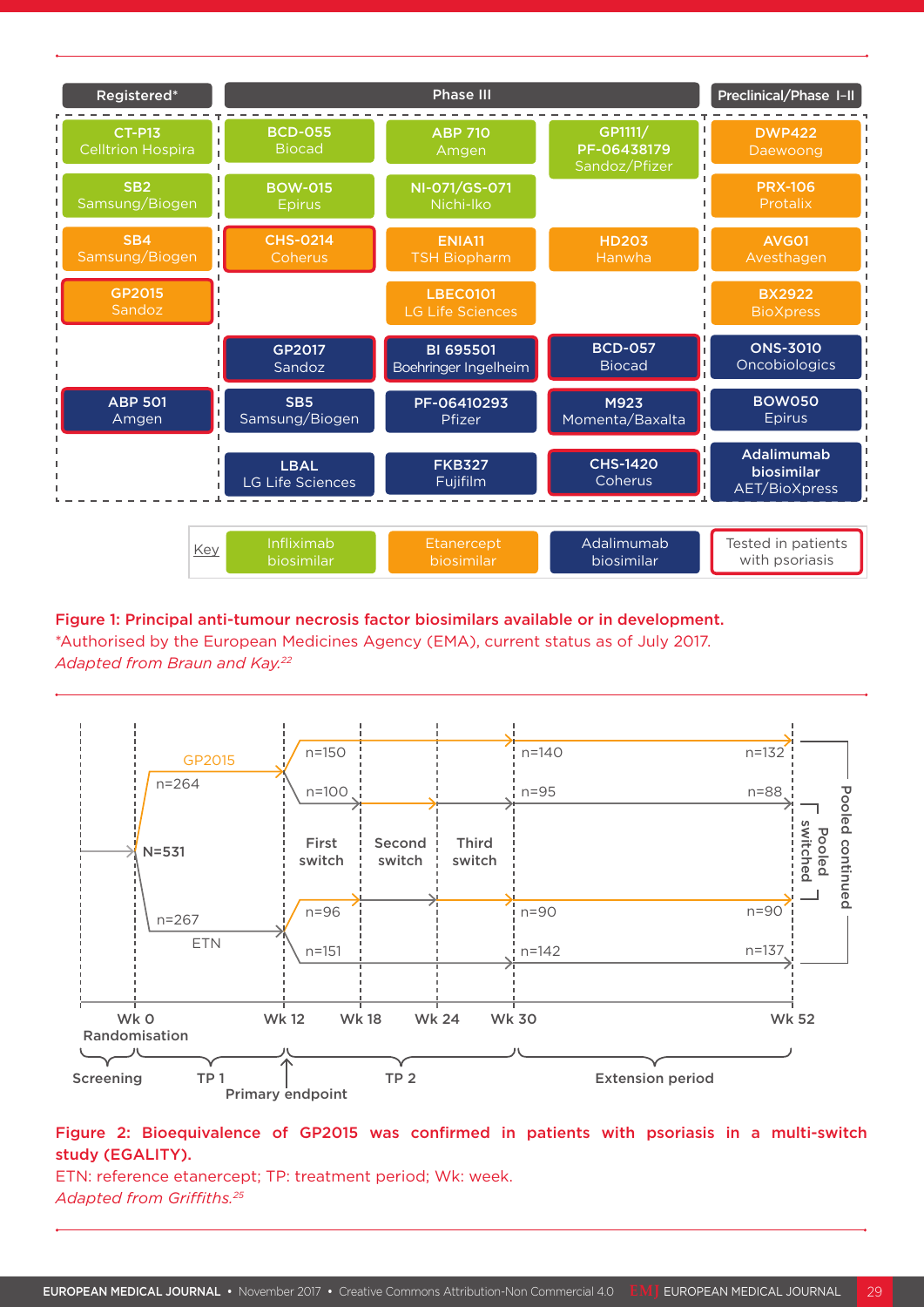Registered*

CT-P13
Celltrion Hospira

SB2
Samsung/Biogen

SB4
Samsung/Biogen

GP2015
Sandoz

ABP 501
Amgen

Phase III

BCD-055
Biocad

ABP 710
Amgen

GP1111/
PF-06438179
Sandoz/Pfizer

BOW-015
Epirus

NI-071/GS-071
Nichi-Iko

CHS-0214
Coherus

ENIA11
TSH Biopharm

HD203
Hanwha

LBEC0101
LG Life Sciences

GP2017
Sandoz

BI 695501
Boehringer Ingelheim

BCD-057
Biocad

SB5
Samsung/Biogen

PF-06410293
Pfizer

M923
Momenta/Baxalta

LBAL
LG Life Sciences

FKB327
Fujifilm

CHS-1420
Coherus

Preclinical/Phase I–II

DWP422
Daewoong

PRX-106
Protalix

AVG01
Avesthagen

BX2922
BioXpress

ONS-3010
Oncobiologics

BOW050
Epirus

Adalimumab biosimilar
AET/BioXpress

Key: Infliximab biosimilar; Etanercept biosimilar; Adalimumab biosimilar; Tested in patients with psoriasis

**Figure 1: Principal anti-tumour necrosis factor biosimilars available or in development.**
*Authorised by the European Medicines Agency (EMA), current status as of July 2017.
*Adapted from Braun and Kay.*[22]

N=531

GP2015

n=264

n=267

ETN

n=150

n=100

n=96

n=151

First switch

Second switch

Third switch

n=140

n=95

n=90

n=142

n=132

n=88

n=90

n=137

Pooled switched

Pooled continued

Wk 0
Randomisation

Wk 12

Wk 18

Wk 24

Wk 30

Wk 52

Screening

TP 1

Primary endpoint

TP 2

Extension period

**Figure 2: Bioequivalence of GP2015 was confirmed in patients with psoriasis in a multi-switch study (EGALITY).**
ETN: reference etanercept; TP: treatment period; Wk: week.
*Adapted from Griffiths.*[25]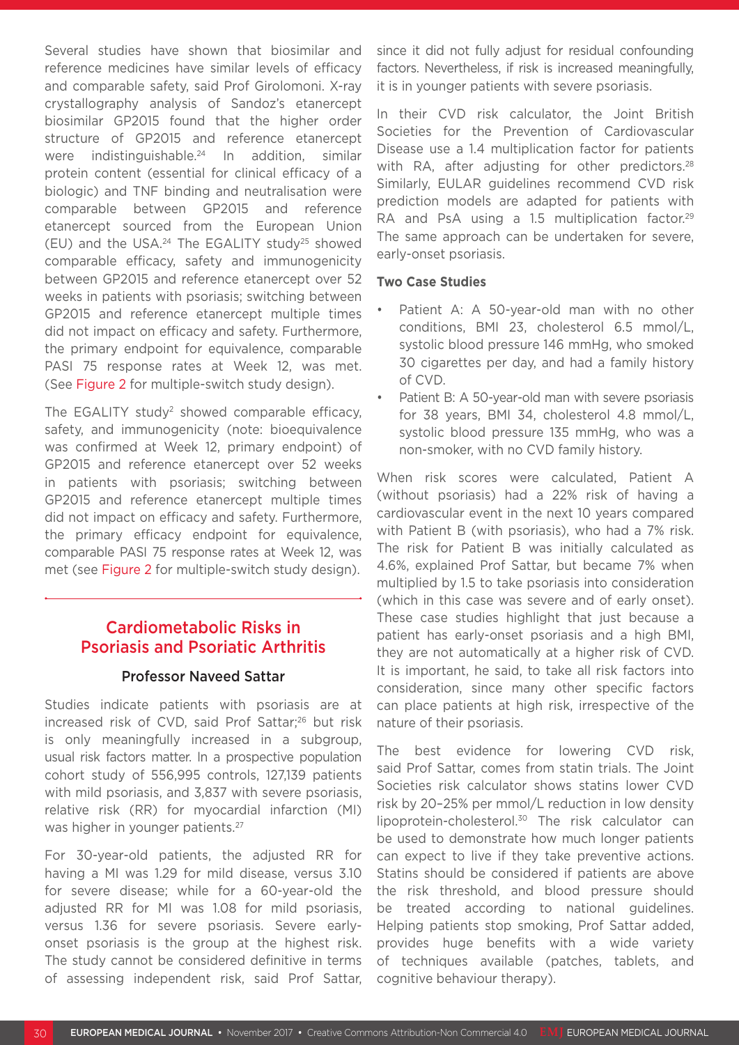Several studies have shown that biosimilar and reference medicines have similar levels of efficacy and comparable safety, said Prof Girolomoni. X-ray crystallography analysis of Sandoz's etanercept biosimilar GP2015 found that the higher order structure of GP2015 and reference etanercept were indistinguishable.[24] In addition, similar protein content (essential for clinical efficacy of a biologic) and TNF binding and neutralisation were comparable between GP2015 and reference etanercept sourced from the European Union (EU) and the USA.[24] The EGALITY study[25] showed comparable efficacy, safety and immunogenicity between GP2015 and reference etanercept over 52 weeks in patients with psoriasis; switching between GP2015 and reference etanercept multiple times did not impact on efficacy and safety. Furthermore, the primary endpoint for equivalence, comparable PASI 75 response rates at Week 12, was met. (See Figure 2 for multiple-switch study design).

The EGALITY study[2] showed comparable efficacy, safety, and immunogenicity (note: bioequivalence was confirmed at Week 12, primary endpoint) of GP2015 and reference etanercept over 52 weeks in patients with psoriasis; switching between GP2015 and reference etanercept multiple times did not impact on efficacy and safety. Furthermore, the primary efficacy endpoint for equivalence, comparable PASI 75 response rates at Week 12, was met (see Figure 2 for multiple-switch study design).

## Cardiometabolic Risks in Psoriasis and Psoriatic Arthritis

### Professor Naveed Sattar

Studies indicate patients with psoriasis are at increased risk of CVD, said Prof Sattar;[26] but risk is only meaningfully increased in a subgroup, usual risk factors matter. In a prospective population cohort study of 556,995 controls, 127,139 patients with mild psoriasis, and 3,837 with severe psoriasis, relative risk (RR) for myocardial infarction (MI) was higher in younger patients.[27]

For 30-year-old patients, the adjusted RR for having a MI was 1.29 for mild disease, versus 3.10 for severe disease; while for a 60-year-old the adjusted RR for MI was 1.08 for mild psoriasis, versus 1.36 for severe psoriasis. Severe early-onset psoriasis is the group at the highest risk. The study cannot be considered definitive in terms of assessing independent risk, said Prof Sattar, since it did not fully adjust for residual confounding factors. Nevertheless, if risk is increased meaningfully, it is in younger patients with severe psoriasis.

In their CVD risk calculator, the Joint British Societies for the Prevention of Cardiovascular Disease use a 1.4 multiplication factor for patients with RA, after adjusting for other predictors.[28] Similarly, EULAR guidelines recommend CVD risk prediction models are adapted for patients with RA and PsA using a 1.5 multiplication factor.[29] The same approach can be undertaken for severe, early-onset psoriasis.

**Two Case Studies**

- Patient A: A 50-year-old man with no other conditions, BMI 23, cholesterol 6.5 mmol/L, systolic blood pressure 146 mmHg, who smoked 30 cigarettes per day, and had a family history of CVD.
- Patient B: A 50-year-old man with severe psoriasis for 38 years, BMI 34, cholesterol 4.8 mmol/L, systolic blood pressure 135 mmHg, who was a non-smoker, with no CVD family history.

When risk scores were calculated, Patient A (without psoriasis) had a 22% risk of having a cardiovascular event in the next 10 years compared with Patient B (with psoriasis), who had a 7% risk. The risk for Patient B was initially calculated as 4.6%, explained Prof Sattar, but became 7% when multiplied by 1.5 to take psoriasis into consideration (which in this case was severe and of early onset). These case studies highlight that just because a patient has early-onset psoriasis and a high BMI, they are not automatically at a higher risk of CVD. It is important, he said, to take all risk factors into consideration, since many other specific factors can place patients at high risk, irrespective of the nature of their psoriasis.

The best evidence for lowering CVD risk, said Prof Sattar, comes from statin trials. The Joint Societies risk calculator shows statins lower CVD risk by 20–25% per mmol/L reduction in low density lipoprotein-cholesterol.[30] The risk calculator can be used to demonstrate how much longer patients can expect to live if they take preventive actions. Statins should be considered if patients are above the risk threshold, and blood pressure should be treated according to national guidelines. Helping patients stop smoking, Prof Sattar added, provides huge benefits with a wide variety of techniques available (patches, tablets, and cognitive behaviour therapy).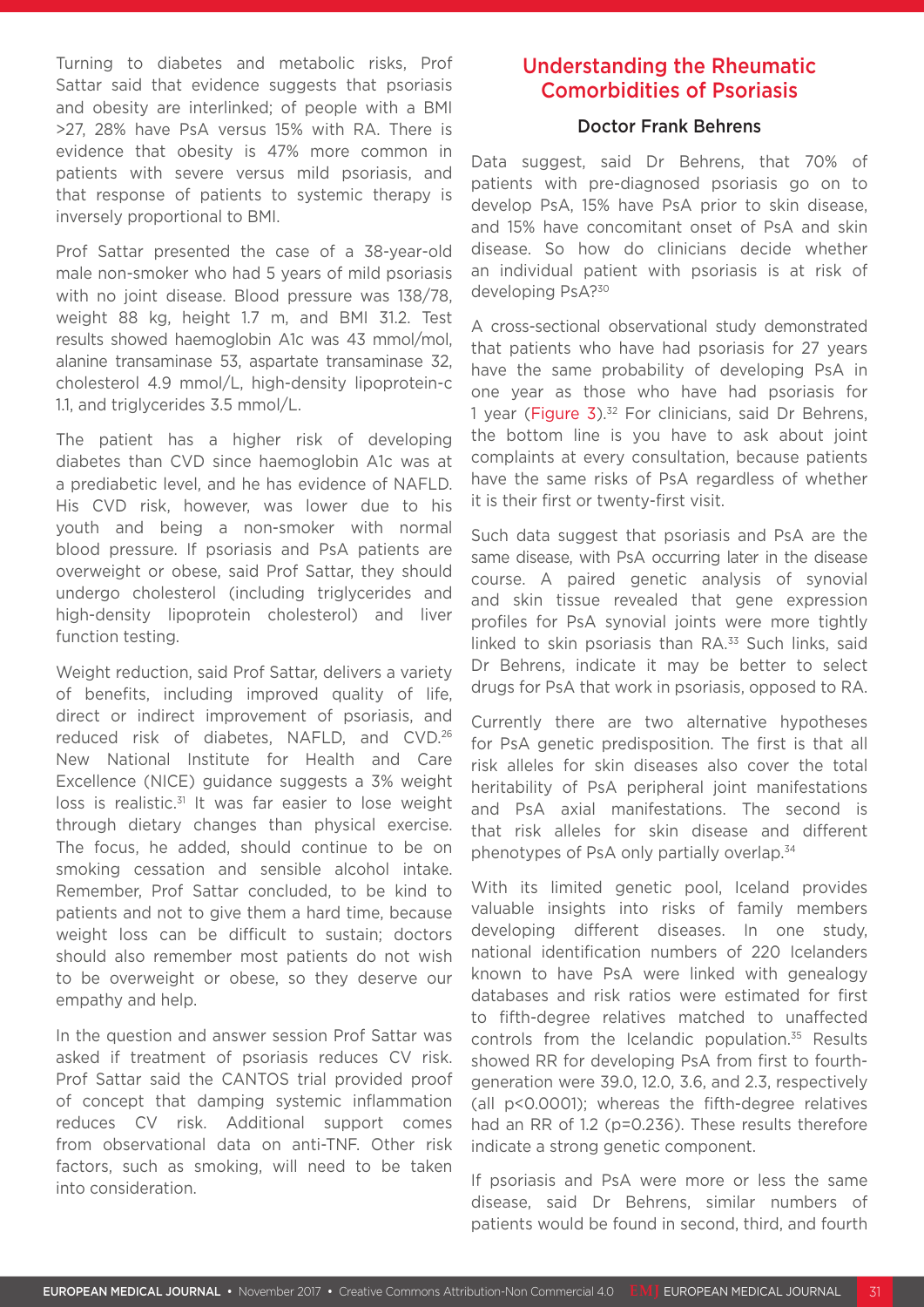Turning to diabetes and metabolic risks, Prof Sattar said that evidence suggests that psoriasis and obesity are interlinked; of people with a BMI >27, 28% have PsA versus 15% with RA. There is evidence that obesity is 47% more common in patients with severe versus mild psoriasis, and that response of patients to systemic therapy is inversely proportional to BMI.

Prof Sattar presented the case of a 38-year-old male non-smoker who had 5 years of mild psoriasis with no joint disease. Blood pressure was 138/78, weight 88 kg, height 1.7 m, and BMI 31.2. Test results showed haemoglobin A1c was 43 mmol/mol, alanine transaminase 53, aspartate transaminase 32, cholesterol 4.9 mmol/L, high-density lipoprotein-c 1.1, and triglycerides 3.5 mmol/L.

The patient has a higher risk of developing diabetes than CVD since haemoglobin A1c was at a prediabetic level, and he has evidence of NAFLD. His CVD risk, however, was lower due to his youth and being a non-smoker with normal blood pressure. If psoriasis and PsA patients are overweight or obese, said Prof Sattar, they should undergo cholesterol (including triglycerides and high-density lipoprotein cholesterol) and liver function testing.

Weight reduction, said Prof Sattar, delivers a variety of benefits, including improved quality of life, direct or indirect improvement of psoriasis, and reduced risk of diabetes, NAFLD, and CVD.[26] New National Institute for Health and Care Excellence (NICE) guidance suggests a 3% weight loss is realistic.[31] It was far easier to lose weight through dietary changes than physical exercise. The focus, he added, should continue to be on smoking cessation and sensible alcohol intake. Remember, Prof Sattar concluded, to be kind to patients and not to give them a hard time, because weight loss can be difficult to sustain; doctors should also remember most patients do not wish to be overweight or obese, so they deserve our empathy and help.

In the question and answer session Prof Sattar was asked if treatment of psoriasis reduces CV risk. Prof Sattar said the CANTOS trial provided proof of concept that damping systemic inflammation reduces CV risk. Additional support comes from observational data on anti-TNF. Other risk factors, such as smoking, will need to be taken into consideration.

## Understanding the Rheumatic Comorbidities of Psoriasis

### Doctor Frank Behrens

Data suggest, said Dr Behrens, that 70% of patients with pre-diagnosed psoriasis go on to develop PsA, 15% have PsA prior to skin disease, and 15% have concomitant onset of PsA and skin disease. So how do clinicians decide whether an individual patient with psoriasis is at risk of developing PsA?[30]

A cross-sectional observational study demonstrated that patients who have had psoriasis for 27 years have the same probability of developing PsA in one year as those who have had psoriasis for 1 year (Figure 3).[32] For clinicians, said Dr Behrens, the bottom line is you have to ask about joint complaints at every consultation, because patients have the same risks of PsA regardless of whether it is their first or twenty-first visit.

Such data suggest that psoriasis and PsA are the same disease, with PsA occurring later in the disease course. A paired genetic analysis of synovial and skin tissue revealed that gene expression profiles for PsA synovial joints were more tightly linked to skin psoriasis than RA.[33] Such links, said Dr Behrens, indicate it may be better to select drugs for PsA that work in psoriasis, opposed to RA.

Currently there are two alternative hypotheses for PsA genetic predisposition. The first is that all risk alleles for skin diseases also cover the total heritability of PsA peripheral joint manifestations and PsA axial manifestations. The second is that risk alleles for skin disease and different phenotypes of PsA only partially overlap.[34]

With its limited genetic pool, Iceland provides valuable insights into risks of family members developing different diseases. In one study, national identification numbers of 220 Icelanders known to have PsA were linked with genealogy databases and risk ratios were estimated for first to fifth-degree relatives matched to unaffected controls from the Icelandic population.[35] Results showed RR for developing PsA from first to fourth-generation were 39.0, 12.0, 3.6, and 2.3, respectively (all $p<0.0001$); whereas the fifth-degree relatives had an RR of 1.2 ($p=0.236$). These results therefore indicate a strong genetic component.

If psoriasis and PsA were more or less the same disease, said Dr Behrens, similar numbers of patients would be found in second, third, and fourth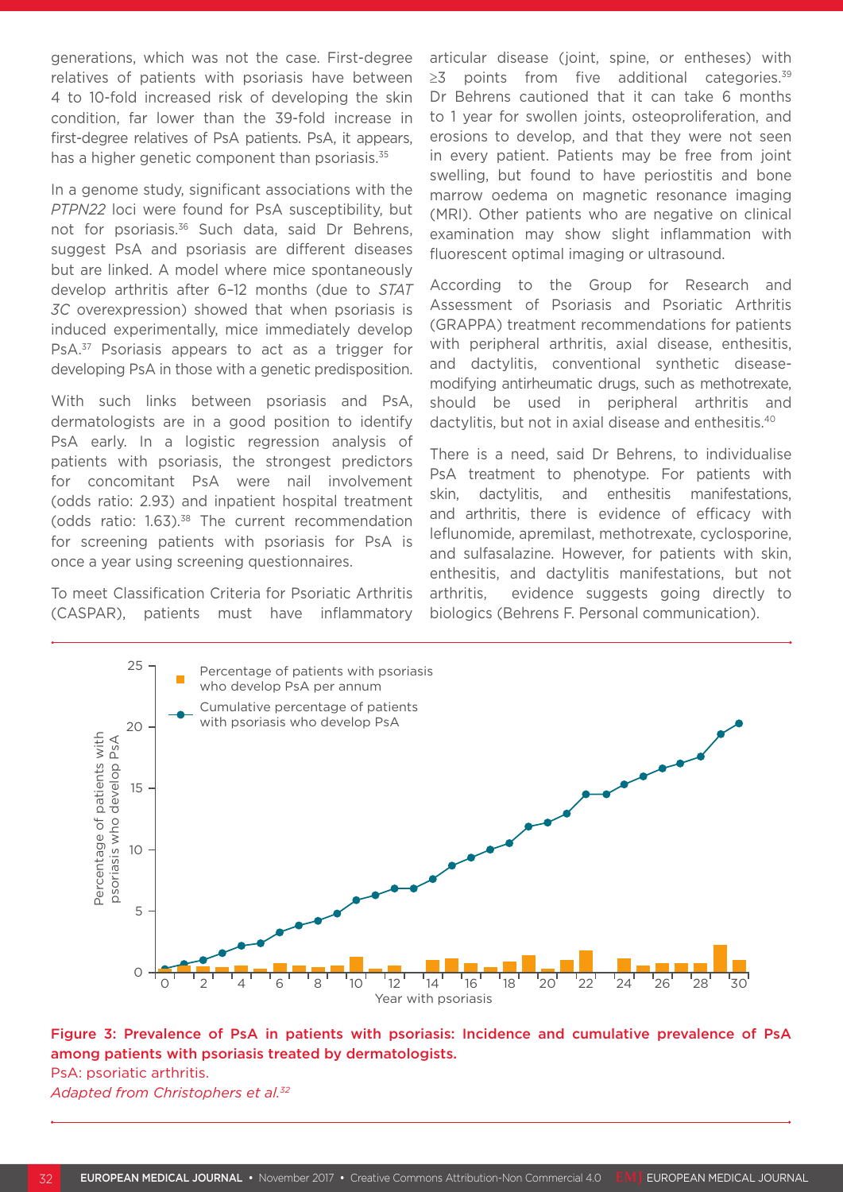generations, which was not the case. First-degree relatives of patients with psoriasis have between 4 to 10-fold increased risk of developing the skin condition, far lower than the 39-fold increase in first-degree relatives of PsA patients. PsA, it appears, has a higher genetic component than psoriasis.[35]

In a genome study, significant associations with the *PTPN22* loci were found for PsA susceptibility, but not for psoriasis.[36] Such data, said Dr Behrens, suggest PsA and psoriasis are different diseases but are linked. A model where mice spontaneously develop arthritis after 6–12 months (due to *STAT 3C* overexpression) showed that when psoriasis is induced experimentally, mice immediately develop PsA.[37] Psoriasis appears to act as a trigger for developing PsA in those with a genetic predisposition.

With such links between psoriasis and PsA, dermatologists are in a good position to identify PsA early. In a logistic regression analysis of patients with psoriasis, the strongest predictors for concomitant PsA were nail involvement (odds ratio: 2.93) and inpatient hospital treatment (odds ratio: 1.63).[38] The current recommendation for screening patients with psoriasis for PsA is once a year using screening questionnaires.

To meet Classification Criteria for Psoriatic Arthritis (CASPAR), patients must have inflammatory articular disease (joint, spine, or entheses) with ≥3 points from five additional categories.[39] Dr Behrens cautioned that it can take 6 months to 1 year for swollen joints, osteoproliferation, and erosions to develop, and that they were not seen in every patient. Patients may be free from joint swelling, but found to have periostitis and bone marrow oedema on magnetic resonance imaging (MRI). Other patients who are negative on clinical examination may show slight inflammation with fluorescent optimal imaging or ultrasound.

According to the Group for Research and Assessment of Psoriasis and Psoriatic Arthritis (GRAPPA) treatment recommendations for patients with peripheral arthritis, axial disease, enthesitis, and dactylitis, conventional synthetic disease-modifying antirheumatic drugs, such as methotrexate, should be used in peripheral arthritis and dactylitis, but not in axial disease and enthesitis.[40]

There is a need, said Dr Behrens, to individualise PsA treatment to phenotype. For patients with skin, dactylitis, and enthesitis manifestations, and arthritis, there is evidence of efficacy with leflunomide, apremilast, methotrexate, cyclosporine, and sulfasalazine. However, for patients with skin, enthesitis, and dactylitis manifestations, but not arthritis, evidence suggests going directly to biologics (Behrens F. Personal communication).

Percentage of patients with psoriasis who develop PsA per annum

Cumulative percentage of patients with psoriasis who develop PsA

Percentage of patients with psoriasis who develop PsA

25
20
15
10
5
0

0 2 4 6 8 10 12 14 16 18 20 22 24 26 28 30

Year with psoriasis

**Figure 3: Prevalence of PsA in patients with psoriasis: Incidence and cumulative prevalence of PsA among patients with psoriasis treated by dermatologists.**
PsA: psoriatic arthritis.
*Adapted from Christophers et al.[32]*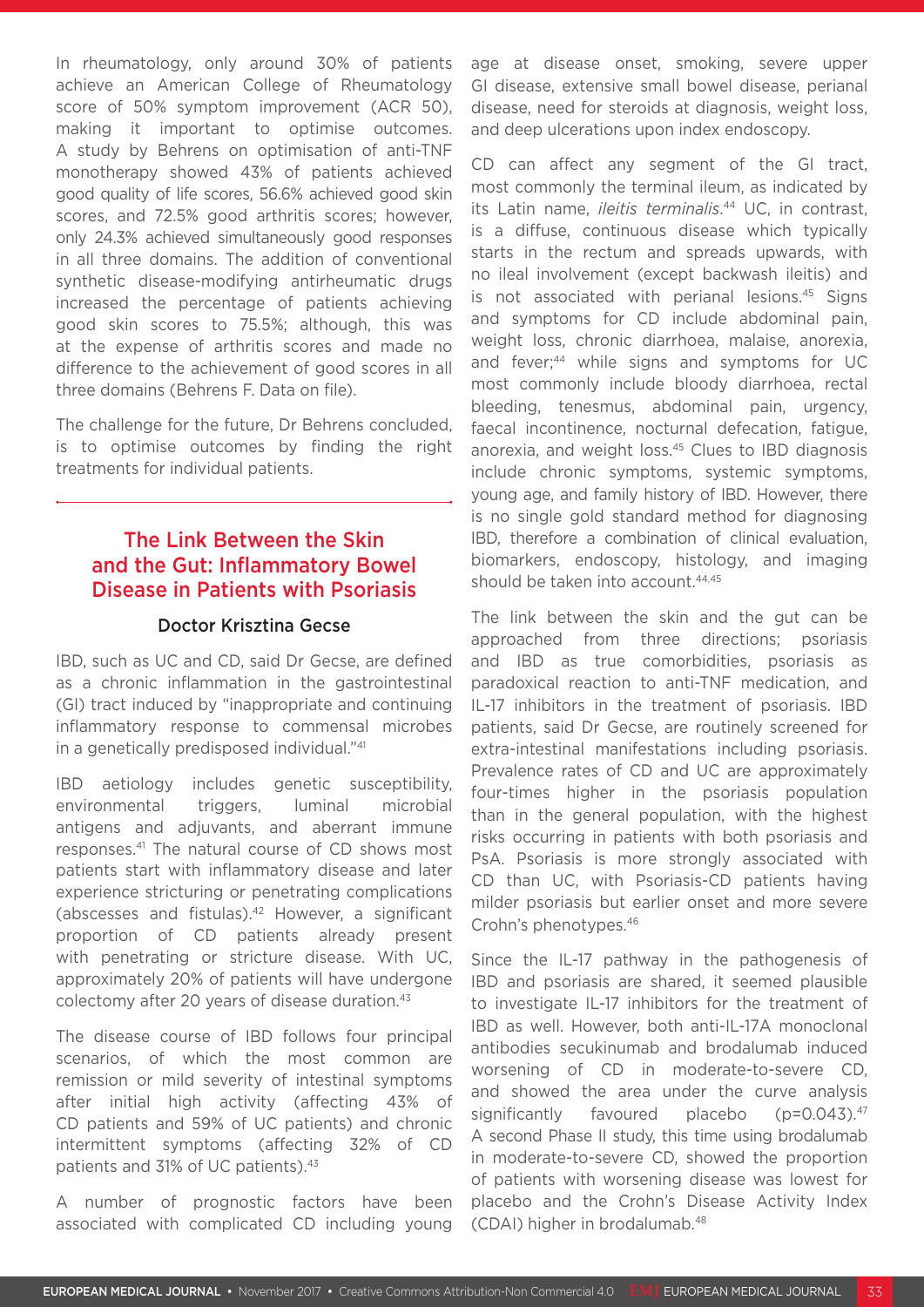In rheumatology, only around 30% of patients achieve an American College of Rheumatology score of 50% symptom improvement (ACR 50), making it important to optimise outcomes. A study by Behrens on optimisation of anti-TNF monotherapy showed 43% of patients achieved good quality of life scores, 56.6% achieved good skin scores, and 72.5% good arthritis scores; however, only 24.3% achieved simultaneously good responses in all three domains. The addition of conventional synthetic disease-modifying antirheumatic drugs increased the percentage of patients achieving good skin scores to 75.5%; although, this was at the expense of arthritis scores and made no difference to the achievement of good scores in all three domains (Behrens F. Data on file).

The challenge for the future, Dr Behrens concluded, is to optimise outcomes by finding the right treatments for individual patients.

## The Link Between the Skin and the Gut: Inflammatory Bowel Disease in Patients with Psoriasis

### Doctor Krisztina Gecse

IBD, such as UC and CD, said Dr Gecse, are defined as a chronic inflammation in the gastrointestinal (GI) tract induced by "inappropriate and continuing inflammatory response to commensal microbes in a genetically predisposed individual."[41]

IBD aetiology includes genetic susceptibility, environmental triggers, luminal microbial antigens and adjuvants, and aberrant immune responses.[41] The natural course of CD shows most patients start with inflammatory disease and later experience stricturing or penetrating complications (abscesses and fistulas).[42] However, a significant proportion of CD patients already present with penetrating or stricture disease. With UC, approximately 20% of patients will have undergone colectomy after 20 years of disease duration.[43]

The disease course of IBD follows four principal scenarios, of which the most common are remission or mild severity of intestinal symptoms after initial high activity (affecting 43% of CD patients and 59% of UC patients) and chronic intermittent symptoms (affecting 32% of CD patients and 31% of UC patients).[43]

A number of prognostic factors have been associated with complicated CD including young age at disease onset, smoking, severe upper GI disease, extensive small bowel disease, perianal disease, need for steroids at diagnosis, weight loss, and deep ulcerations upon index endoscopy.

CD can affect any segment of the GI tract, most commonly the terminal ileum, as indicated by its Latin name, *ileitis terminalis*.[44] UC, in contrast, is a diffuse, continuous disease which typically starts in the rectum and spreads upwards, with no ileal involvement (except backwash ileitis) and is not associated with perianal lesions.[45] Signs and symptoms for CD include abdominal pain, weight loss, chronic diarrhoea, malaise, anorexia, and fever;[44] while signs and symptoms for UC most commonly include bloody diarrhoea, rectal bleeding, tenesmus, abdominal pain, urgency, faecal incontinence, nocturnal defecation, fatigue, anorexia, and weight loss.[45] Clues to IBD diagnosis include chronic symptoms, systemic symptoms, young age, and family history of IBD. However, there is no single gold standard method for diagnosing IBD, therefore a combination of clinical evaluation, biomarkers, endoscopy, histology, and imaging should be taken into account.[44,45]

The link between the skin and the gut can be approached from three directions; psoriasis and IBD as true comorbidities, psoriasis as paradoxical reaction to anti-TNF medication, and IL-17 inhibitors in the treatment of psoriasis. IBD patients, said Dr Gecse, are routinely screened for extra-intestinal manifestations including psoriasis. Prevalence rates of CD and UC are approximately four-times higher in the psoriasis population than in the general population, with the highest risks occurring in patients with both psoriasis and PsA. Psoriasis is more strongly associated with CD than UC, with Psoriasis-CD patients having milder psoriasis but earlier onset and more severe Crohn's phenotypes.[46]

Since the IL-17 pathway in the pathogenesis of IBD and psoriasis are shared, it seemed plausible to investigate IL-17 inhibitors for the treatment of IBD as well. However, both anti-IL-17A monoclonal antibodies secukinumab and brodalumab induced worsening of CD in moderate-to-severe CD, and showed the area under the curve analysis significantly favoured placebo ($p=0.043$).[47] A second Phase II study, this time using brodalumab in moderate-to-severe CD, showed the proportion of patients with worsening disease was lowest for placebo and the Crohn's Disease Activity Index (CDAI) higher in brodalumab.[48]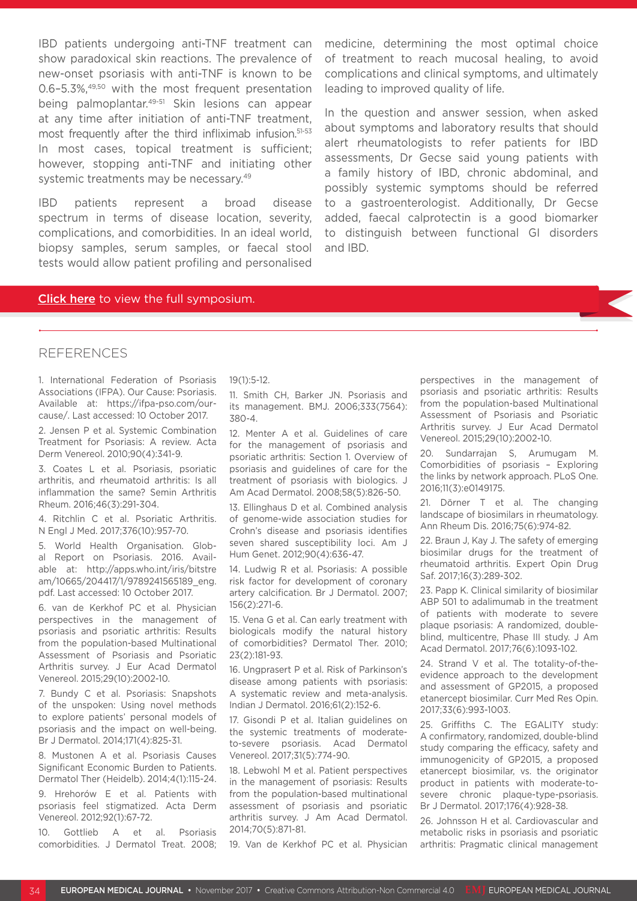IBD patients undergoing anti-TNF treatment can show paradoxical skin reactions. The prevalence of new-onset psoriasis with anti-TNF is known to be 0.6–5.3%,[49,50] with the most frequent presentation being palmoplantar.[49-51] Skin lesions can appear at any time after initiation of anti-TNF treatment, most frequently after the third infliximab infusion.[51-53] In most cases, topical treatment is sufficient; however, stopping anti-TNF and initiating other systemic treatments may be necessary.[49]

IBD patients represent a broad disease spectrum in terms of disease location, severity, complications, and comorbidities. In an ideal world, biopsy samples, serum samples, or faecal stool tests would allow patient profiling and personalised medicine, determining the most optimal choice of treatment to reach mucosal healing, to avoid complications and clinical symptoms, and ultimately leading to improved quality of life.

In the question and answer session, when asked about symptoms and laboratory results that should alert rheumatologists to refer patients for IBD assessments, Dr Gecse said young patients with a family history of IBD, chronic abdominal, and possibly systemic symptoms should be referred to a gastroenterologist. Additionally, Dr Gecse added, faecal calprotectin is a good biomarker to distinguish between functional GI disorders and IBD.

**Click here** to view the full symposium.

## REFERENCES

1. International Federation of Psoriasis Associations (IFPA). Our Cause: Psoriasis. Available at: https://ifpa-pso.com/our-cause/. Last accessed: 10 October 2017.

2. Jensen P et al. Systemic Combination Treatment for Psoriasis: A review. Acta Derm Venereol. 2010;90(4):341-9.

3. Coates L et al. Psoriasis, psoriatic arthritis, and rheumatoid arthritis: Is all inflammation the same? Semin Arthritis Rheum. 2016;46(3):291-304.

4. Ritchlin C et al. Psoriatic Arthritis. N Engl J Med. 2017;376(10):957-70.

5. World Health Organisation. Global Report on Psoriasis. 2016. Available at: http://apps.who.int/iris/bitstream/10665/204417/1/9789241565189_eng.pdf. Last accessed: 10 October 2017.

6. van de Kerkhof PC et al. Physician perspectives in the management of psoriasis and psoriatic arthritis: Results from the population-based Multinational Assessment of Psoriasis and Psoriatic Arthritis survey. J Eur Acad Dermatol Venereol. 2015;29(10):2002-10.

7. Bundy C et al. Psoriasis: Snapshots of the unspoken: Using novel methods to explore patients' personal models of psoriasis and the impact on well-being. Br J Dermatol. 2014;171(4):825-31.

8. Mustonen A et al. Psoriasis Causes Significant Economic Burden to Patients. Dermatol Ther (Heidelb). 2014;4(1):115-24.

9. Hrehorów E et al. Patients with psoriasis feel stigmatized. Acta Derm Venereol. 2012;92(1):67-72.

10. Gottlieb A et al. Psoriasis comorbidities. J Dermatol Treat. 2008;19(1):5-12.

11. Smith CH, Barker JN. Psoriasis and its management. BMJ. 2006;333(7564):380-4.

12. Menter A et al. Guidelines of care for the management of psoriasis and psoriatic arthritis: Section 1. Overview of psoriasis and guidelines of care for the treatment of psoriasis with biologics. J Am Acad Dermatol. 2008;58(5):826-50.

13. Ellinghaus D et al. Combined analysis of genome-wide association studies for Crohn's disease and psoriasis identifies seven shared susceptibility loci. Am J Hum Genet. 2012;90(4):636-47.

14. Ludwig R et al. Psoriasis: A possible risk factor for development of coronary artery calcification. Br J Dermatol. 2007;156(2):271-6.

15. Vena G et al. Can early treatment with biologicals modify the natural history of comorbidities? Dermatol Ther. 2010;23(2):181-93.

16. Ungprasert P et al. Risk of Parkinson's disease among patients with psoriasis: A systematic review and meta-analysis. Indian J Dermatol. 2016;61(2):152-6.

17. Gisondi P et al. Italian guidelines on the systemic treatments of moderate-to-severe psoriasis. Acad Dermatol Venereol. 2017;31(5):774-90.

18. Lebwohl M et al. Patient perspectives in the management of psoriasis: Results from the population-based multinational assessment of psoriasis and psoriatic arthritis survey. J Am Acad Dermatol. 2014;70(5):871-81.

19. Van de Kerkhof PC et al. Physician perspectives in the management of psoriasis and psoriatic arthritis: Results from the population-based Multinational Assessment of Psoriasis and Psoriatic Arthritis survey. J Eur Acad Dermatol Venereol. 2015;29(10):2002-10.

20. Sundarrajan S, Arumugam M. Comorbidities of psoriasis – Exploring the links by network approach. PLoS One. 2016;11(3):e0149175.

21. Dörner T et al. The changing landscape of biosimilars in rheumatology. Ann Rheum Dis. 2016;75(6):974-82.

22. Braun J, Kay J. The safety of emerging biosimilar drugs for the treatment of rheumatoid arthritis. Expert Opin Drug Saf. 2017;16(3):289-302.

23. Papp K. Clinical similarity of biosimilar ABP 501 to adalimumab in the treatment of patients with moderate to severe plaque psoriasis: A randomized, double-blind, multicentre, Phase III study. J Am Acad Dermatol. 2017;76(6):1093-102.

24. Strand V et al. The totality-of-the-evidence approach to the development and assessment of GP2015, a proposed etanercept biosimilar. Curr Med Res Opin. 2017;33(6):993-1003.

25. Griffiths C. The EGALITY study: A confirmatory, randomized, double-blind study comparing the efficacy, safety and immunogenicity of GP2015, a proposed etanercept biosimilar, vs. the originator product in patients with moderate-to-severe chronic plaque-type-psoriasis. Br J Dermatol. 2017;176(4):928-38.

26. Johnsson H et al. Cardiovascular and metabolic risks in psoriasis and psoriatic arthritis: Pragmatic clinical management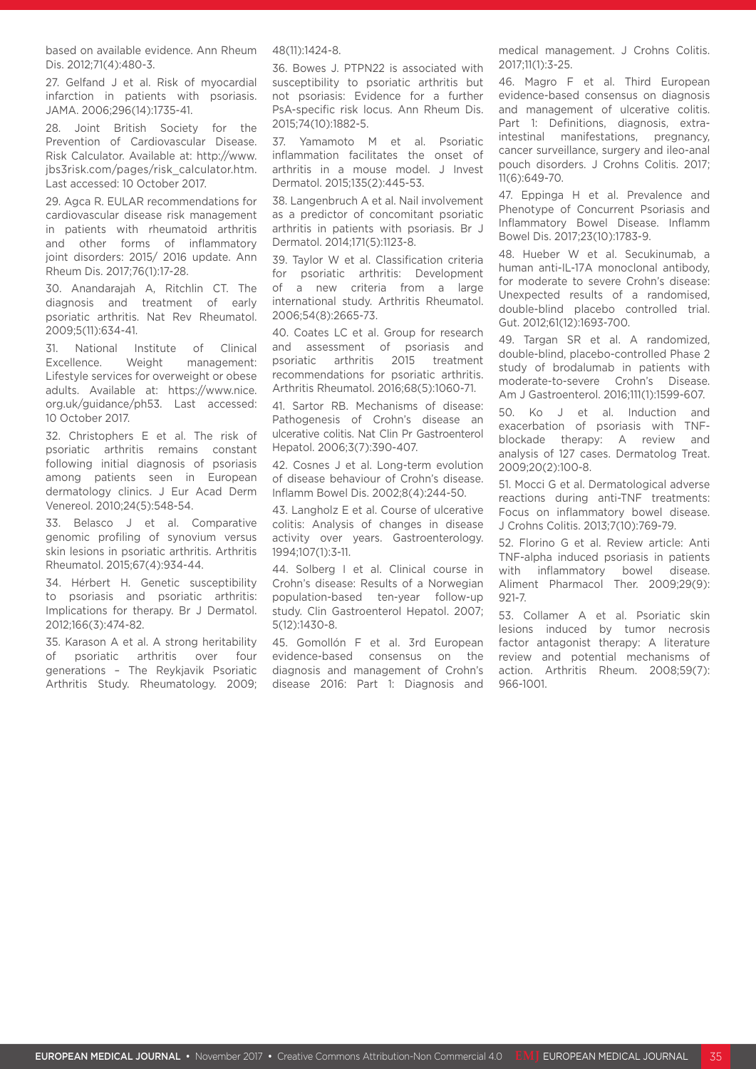based on available evidence. Ann Rheum Dis. 2012;71(4):480-3.

27. Gelfand J et al. Risk of myocardial infarction in patients with psoriasis. JAMA. 2006;296(14):1735-41.

28. Joint British Society for the Prevention of Cardiovascular Disease. Risk Calculator. Available at: http://www.jbs3risk.com/pages/risk_calculator.htm. Last accessed: 10 October 2017.

29. Agca R. EULAR recommendations for cardiovascular disease risk management in patients with rheumatoid arthritis and other forms of inflammatory joint disorders: 2015/ 2016 update. Ann Rheum Dis. 2017;76(1):17-28.

30. Anandarajah A, Ritchlin CT. The diagnosis and treatment of early psoriatic arthritis. Nat Rev Rheumatol. 2009;5(11):634-41.

31. National Institute of Clinical Excellence. Weight management: Lifestyle services for overweight or obese adults. Available at: https://www.nice.org.uk/guidance/ph53. Last accessed: 10 October 2017.

32. Christophers E et al. The risk of psoriatic arthritis remains constant following initial diagnosis of psoriasis among patients seen in European dermatology clinics. J Eur Acad Derm Venereol. 2010;24(5):548-54.

33. Belasco J et al. Comparative genomic profiling of synovium versus skin lesions in psoriatic arthritis. Arthritis Rheumatol. 2015;67(4):934-44.

34. Hérbert H. Genetic susceptibility to psoriasis and psoriatic arthritis: Implications for therapy. Br J Dermatol. 2012;166(3):474-82.

35. Karason A et al. A strong heritability of psoriatic arthritis over four generations – The Reykjavik Psoriatic Arthritis Study. Rheumatology. 2009; 48(11):1424-8.

36. Bowes J. PTPN22 is associated with susceptibility to psoriatic arthritis but not psoriasis: Evidence for a further PsA-specific risk locus. Ann Rheum Dis. 2015;74(10):1882-5.

37. Yamamoto M et al. Psoriatic inflammation facilitates the onset of arthritis in a mouse model. J Invest Dermatol. 2015;135(2):445-53.

38. Langenbruch A et al. Nail involvement as a predictor of concomitant psoriatic arthritis in patients with psoriasis. Br J Dermatol. 2014;171(5):1123-8.

39. Taylor W et al. Classification criteria for psoriatic arthritis: Development of a new criteria from a large international study. Arthritis Rheumatol. 2006;54(8):2665-73.

40. Coates LC et al. Group for research and assessment of psoriasis and psoriatic arthritis 2015 treatment recommendations for psoriatic arthritis. Arthritis Rheumatol. 2016;68(5):1060-71.

41. Sartor RB. Mechanisms of disease: Pathogenesis of Crohn's disease an ulcerative colitis. Nat Clin Pr Gastroenterol Hepatol. 2006;3(7):390-407.

42. Cosnes J et al. Long-term evolution of disease behaviour of Crohn's disease. Inflamm Bowel Dis. 2002;8(4):244-50.

43. Langholz E et al. Course of ulcerative colitis: Analysis of changes in disease activity over years. Gastroenterology. 1994;107(1):3-11.

44. Solberg I et al. Clinical course in Crohn's disease: Results of a Norwegian population-based ten-year follow-up study. Clin Gastroenterol Hepatol. 2007; 5(12):1430-8.

45. Gomollón F et al. 3rd European evidence-based consensus on the diagnosis and management of Crohn's disease 2016: Part 1: Diagnosis and medical management. J Crohns Colitis. 2017;11(1):3-25.

46. Magro F et al. Third European evidence-based consensus on diagnosis and management of ulcerative colitis. Part 1: Definitions, diagnosis, extra-intestinal manifestations, pregnancy, cancer surveillance, surgery and ileo-anal pouch disorders. J Crohns Colitis. 2017; 11(6):649-70.

47. Eppinga H et al. Prevalence and Phenotype of Concurrent Psoriasis and Inflammatory Bowel Disease. Inflamm Bowel Dis. 2017;23(10):1783-9.

48. Hueber W et al. Secukinumab, a human anti-IL-17A monoclonal antibody, for moderate to severe Crohn's disease: Unexpected results of a randomised, double-blind placebo controlled trial. Gut. 2012;61(12):1693-700.

49. Targan SR et al. A randomized, double-blind, placebo-controlled Phase 2 study of brodalumab in patients with moderate-to-severe Crohn's Disease. Am J Gastroenterol. 2016;111(1):1599-607.

50. Ko J et al. Induction and exacerbation of psoriasis with TNF-blockade therapy: A review and analysis of 127 cases. Dermatolog Treat. 2009;20(2):100-8.

51. Mocci G et al. Dermatological adverse reactions during anti-TNF treatments: Focus on inflammatory bowel disease. J Crohns Colitis. 2013;7(10):769-79.

52. Florino G et al. Review article: Anti TNF-alpha induced psoriasis in patients with inflammatory bowel disease. Aliment Pharmacol Ther. 2009;29(9): 921-7.

53. Collamer A et al. Psoriatic skin lesions induced by tumor necrosis factor antagonist therapy: A literature review and potential mechanisms of action. Arthritis Rheum. 2008;59(7): 966-1001.